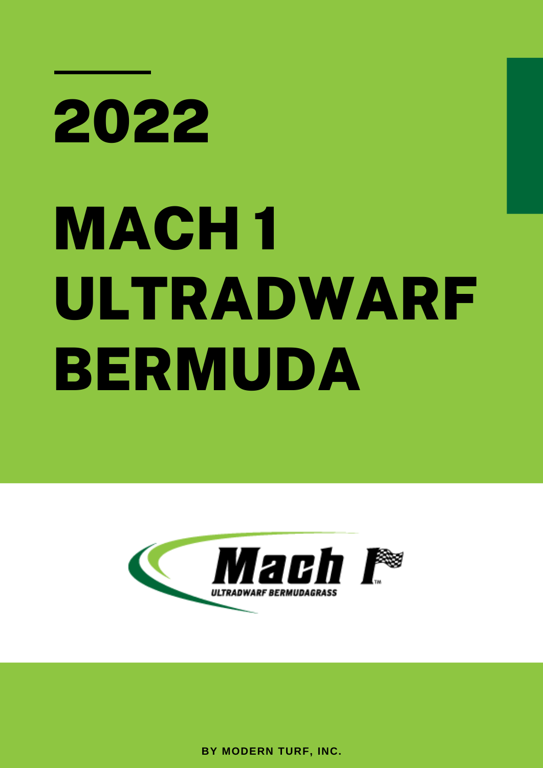# 2022

# MACH 1 ULTRADWARF BERMUDA

Mach 1 ULTRADWARF BERMUDAGRASS

**BY MODERN TURF, INC.**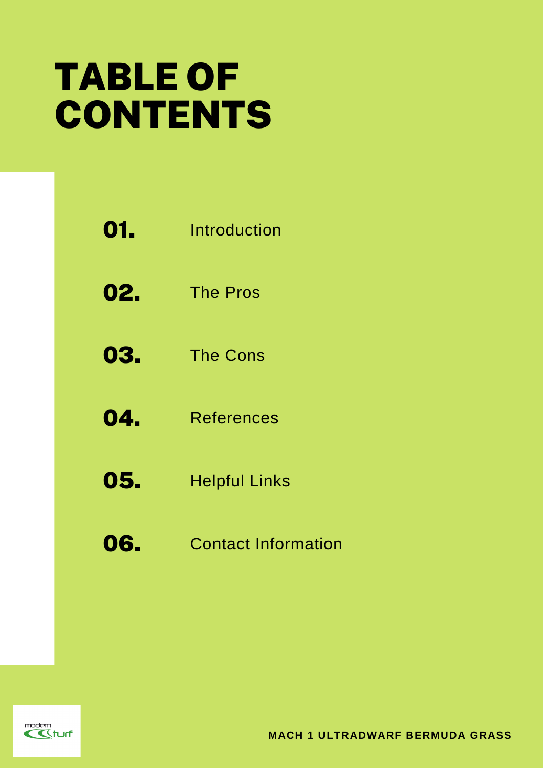# TABLE OF CONTENTS

**01.** Introduction

**02.** The Pros

**03.** The Cons

**04.** References

**05.** Helpful Links

**06.** Contact Information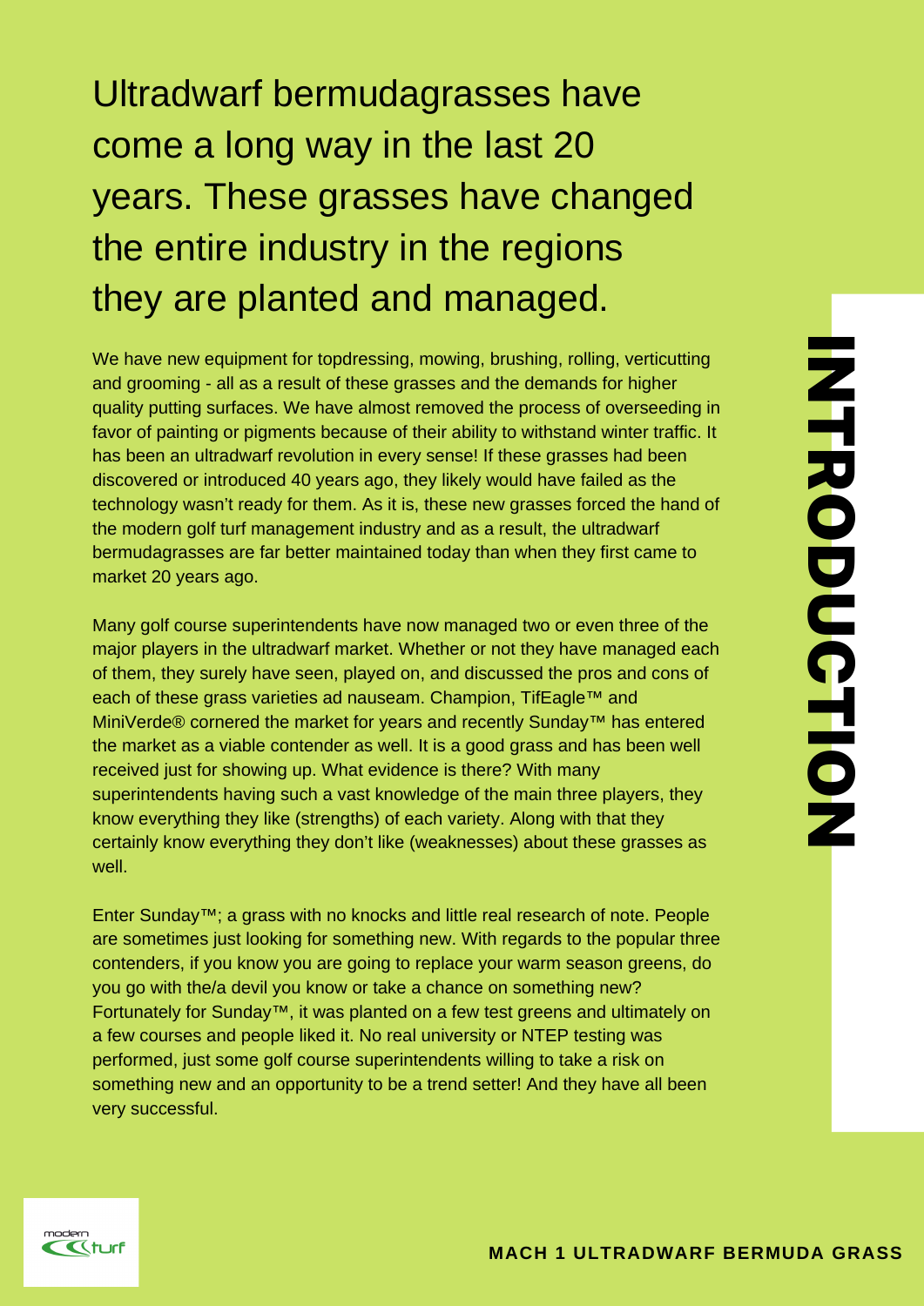# INTRODUCTION

## Ultradwarf bermudagrasses have come a long way in the last 20 years. These grasses have changed the entire industry in the regions they are planted and managed.

We have new equipment for topdressing, mowing, brushing, rolling, verticutting and grooming - all as a result of these grasses and the demands for higher quality putting surfaces. We have almost removed the process of overseeding in favor of painting or pigments because of their ability to withstand winter traffic. It has been an ultradwarf revolution in every sense! If these grasses had been discovered or introduced 40 years ago, they likely would have failed as the technology wasn't ready for them. As it is, these new grasses forced the hand of the modern golf turf management industry and as a result, the ultradwarf bermudagrasses are far better maintained today than when they first came to market 20 years ago.

Many golf course superintendents have now managed two or even three of the major players in the ultradwarf market. Whether or not they have managed each of them, they surely have seen, played on, and discussed the pros and cons of each of these grass varieties ad nauseam. Champion, TifEagle™ and MiniVerde® cornered the market for years and recently Sunday™ has entered the market as a viable contender as well. It is a good grass and has been well received just for showing up. What evidence is there? With many superintendents having such a vast knowledge of the main three players, they know everything they like (strengths) of each variety. Along with that they certainly know everything they don't like (weaknesses) about these grasses as well.

Enter Sunday™; a grass with no knocks and little real research of note. People are sometimes just looking for something new. With regards to the popular three contenders, if you know you are going to replace your warm season greens, do you go with the/a devil you know or take a chance on something new? Fortunately for Sunday™, it was planted on a few test greens and ultimately on a few courses and people liked it. No real university or NTEP testing was performed, just some golf course superintendents willing to take a risk on something new and an opportunity to be a trend setter! And they have all been very successful.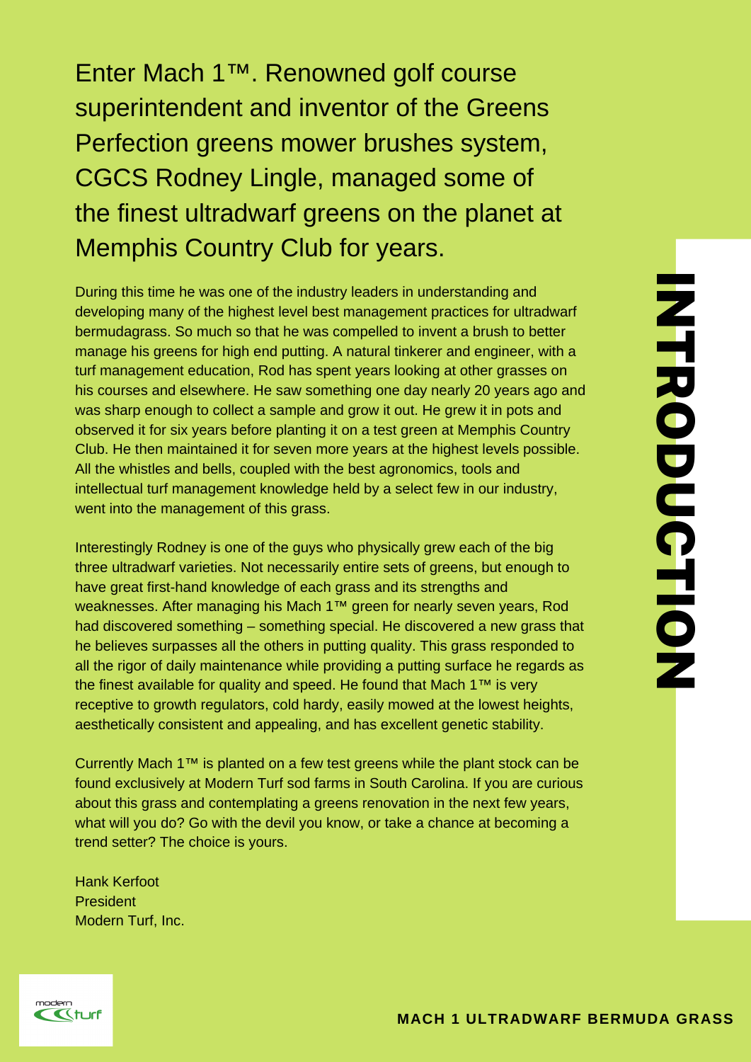# INTRODUCTION

## Enter Mach 1™. Renowned golf course superintendent and inventor of the Greens Perfection greens mower brushes system, CGCS Rodney Lingle, managed some of the finest ultradwarf greens on the planet at Memphis Country Club for years.

During this time he was one of the industry leaders in understanding and developing many of the highest level best management practices for ultradwarf bermudagrass. So much so that he was compelled to invent a brush to better manage his greens for high end putting. A natural tinkerer and engineer, with a turf management education, Rod has spent years looking at other grasses on his courses and elsewhere. He saw something one day nearly 20 years ago and was sharp enough to collect a sample and grow it out. He grew it in pots and observed it for six years before planting it on a test green at Memphis Country Club. He then maintained it for seven more years at the highest levels possible. All the whistles and bells, coupled with the best agronomics, tools and intellectual turf management knowledge held by a select few in our industry, went into the management of this grass.

Interestingly Rodney is one of the guys who physically grew each of the big three ultradwarf varieties. Not necessarily entire sets of greens, but enough to have great first-hand knowledge of each grass and its strengths and weaknesses. After managing his Mach 1™ green for nearly seven years, Rod had discovered something – something special. He discovered a new grass that he believes surpasses all the others in putting quality. This grass responded to all the rigor of daily maintenance while providing a putting surface he regards as the finest available for quality and speed. He found that Mach 1™ is very receptive to growth regulators, cold hardy, easily mowed at the lowest heights, aesthetically consistent and appealing, and has excellent genetic stability.

Currently Mach 1™ is planted on a few test greens while the plant stock can be found exclusively at Modern Turf sod farms in South Carolina. If you are curious about this grass and contemplating a greens renovation in the next few years, what will you do? Go with the devil you know, or take a chance at becoming a trend setter? The choice is yours.

Hank Kerfoot
President
Modern Turf, Inc.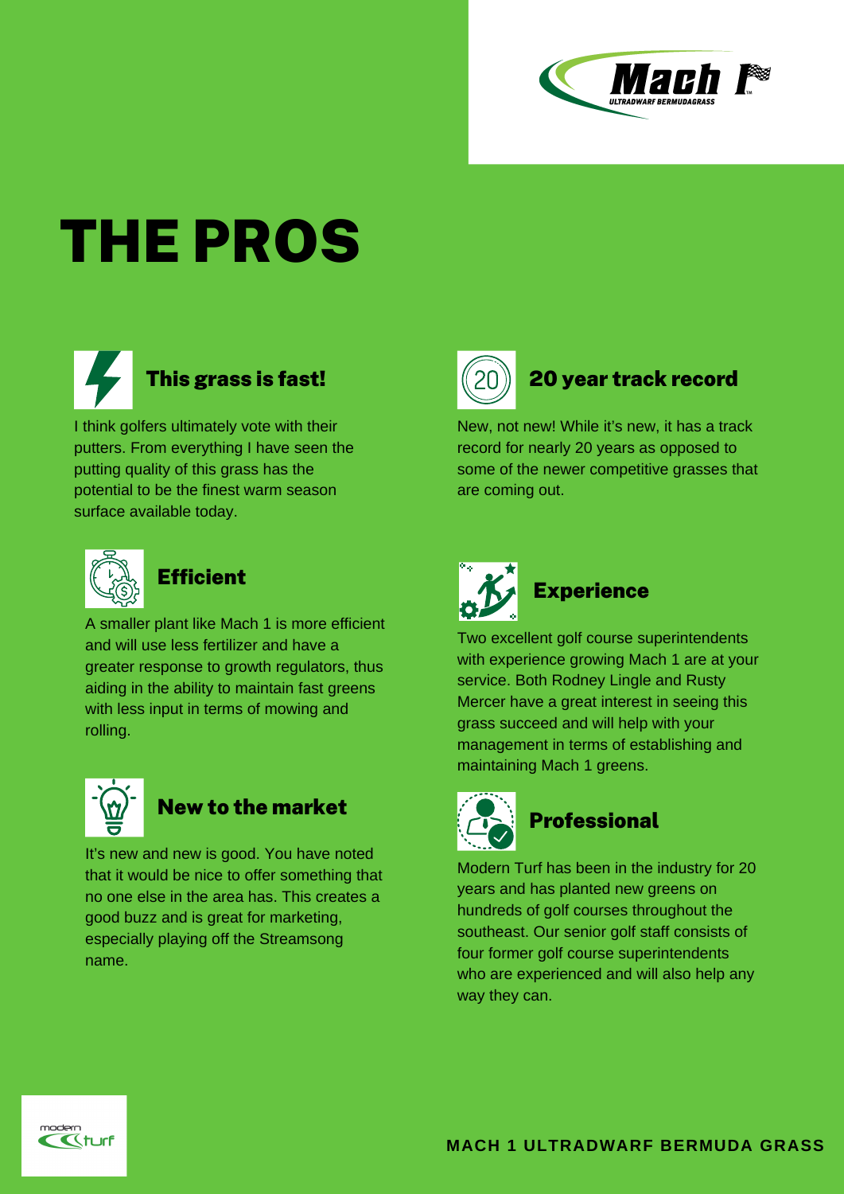# THE PROS

### This grass is fast!

I think golfers ultimately vote with their putters. From everything I have seen the putting quality of this grass has the potential to be the finest warm season surface available today.

### Efficient

A smaller plant like Mach 1 is more efficient and will use less fertilizer and have a greater response to growth regulators, thus aiding in the ability to maintain fast greens with less input in terms of mowing and rolling.

### New to the market

It's new and new is good. You have noted that it would be nice to offer something that no one else in the area has. This creates a good buzz and is great for marketing, especially playing off the Streamsong name.

### 20 year track record

New, not new! While it's new, it has a track record for nearly 20 years as opposed to some of the newer competitive grasses that are coming out.

### Experience

Two excellent golf course superintendents with experience growing Mach 1 are at your service. Both Rodney Lingle and Rusty Mercer have a great interest in seeing this grass succeed and will help with your management in terms of establishing and maintaining Mach 1 greens.

### Professional

Modern Turf has been in the industry for 20 years and has planted new greens on hundreds of golf courses throughout the southeast. Our senior golf staff consists of four former golf course superintendents who are experienced and will also help any way they can.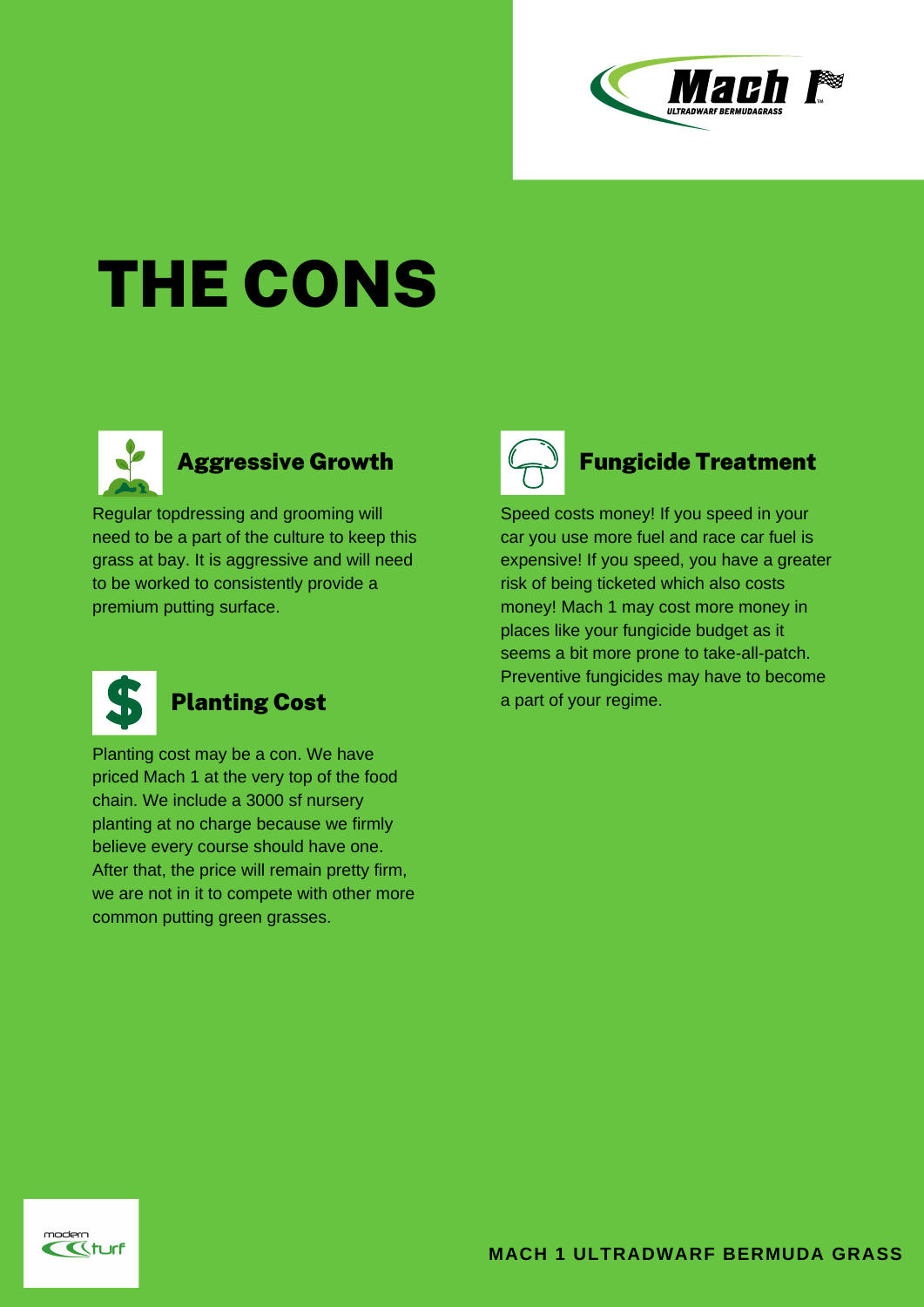# THE CONS

## Aggressive Growth

Regular topdressing and grooming will need to be a part of the culture to keep this grass at bay. It is aggressive and will need to be worked to consistently provide a premium putting surface.

## Planting Cost

Planting cost may be a con. We have priced Mach 1 at the very top of the food chain. We include a 3000 sf nursery planting at no charge because we firmly believe every course should have one. After that, the price will remain pretty firm, we are not in it to compete with other more common putting green grasses.

## Fungicide Treatment

Speed costs money! If you speed in your car you use more fuel and race car fuel is expensive! If you speed, you have a greater risk of being ticketed which also costs money! Mach 1 may cost more money in places like your fungicide budget as it seems a bit more prone to take-all-patch. Preventive fungicides may have to become a part of your regime.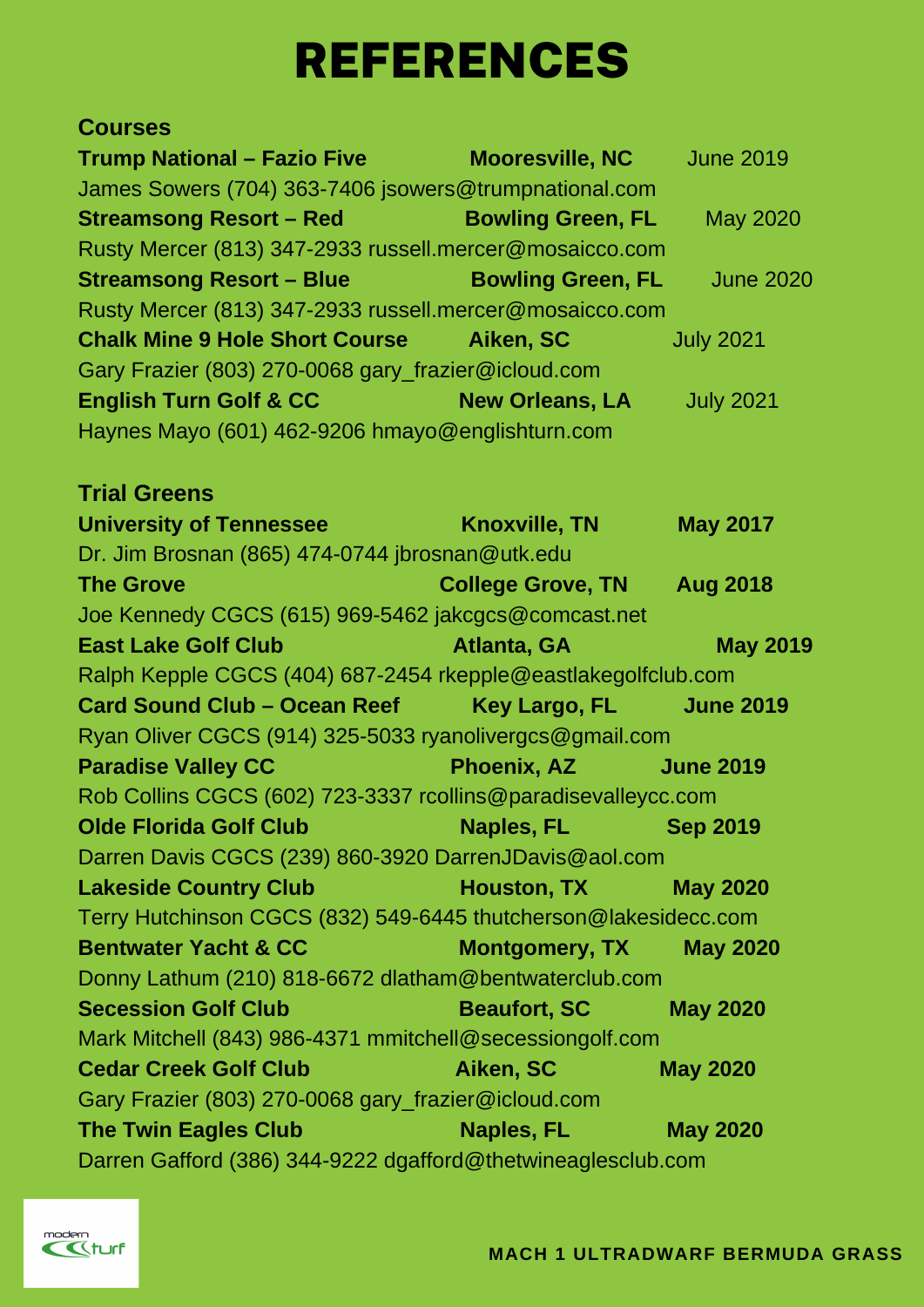# REFERENCES

## Courses

**Trump National – Fazio Five** **Mooresville, NC** June 2019
James Sowers (704) 363-7406 jsowers@trumpnational.com

**Streamsong Resort – Red** **Bowling Green, FL** May 2020
Rusty Mercer (813) 347-2933 russell.mercer@mosaicco.com

**Streamsong Resort – Blue** **Bowling Green, FL** June 2020
Rusty Mercer (813) 347-2933 russell.mercer@mosaicco.com

**Chalk Mine 9 Hole Short Course** **Aiken, SC** July 2021
Gary Frazier (803) 270-0068 gary_frazier@icloud.com

**English Turn Golf & CC** **New Orleans, LA** July 2021
Haynes Mayo (601) 462-9206 hmayo@englishturn.com

## Trial Greens

**University of Tennessee** **Knoxville, TN** **May 2017**
Dr. Jim Brosnan (865) 474-0744 jbrosnan@utk.edu

**The Grove** **College Grove, TN** **Aug 2018**
Joe Kennedy CGCS (615) 969-5462 jakcgcs@comcast.net

**East Lake Golf Club** **Atlanta, GA** **May 2019**
Ralph Kepple CGCS (404) 687-2454 rkepple@eastlakegolfclub.com

**Card Sound Club – Ocean Reef** **Key Largo, FL** **June 2019**
Ryan Oliver CGCS (914) 325-5033 ryanolivergcs@gmail.com

**Paradise Valley CC** **Phoenix, AZ** **June 2019**
Rob Collins CGCS (602) 723-3337 rcollins@paradisevalleycc.com

**Olde Florida Golf Club** **Naples, FL** **Sep 2019**
Darren Davis CGCS (239) 860-3920 DarrenJDavis@aol.com

**Lakeside Country Club** **Houston, TX** **May 2020**
Terry Hutchinson CGCS (832) 549-6445 thutcherson@lakesidecc.com

**Bentwater Yacht & CC** **Montgomery, TX** **May 2020**
Donny Lathum (210) 818-6672 dlatham@bentwaterclub.com

**Secession Golf Club** **Beaufort, SC** **May 2020**
Mark Mitchell (843) 986-4371 mmitchell@secessiongolf.com

**Cedar Creek Golf Club** **Aiken, SC** **May 2020**
Gary Frazier (803) 270-0068 gary_frazier@icloud.com

**The Twin Eagles Club** **Naples, FL** **May 2020**
Darren Gafford (386) 344-9222 dgafford@thetwineaglesclub.com

modern turf

**MACH 1 ULTRADWARF BERMUDA GRASS**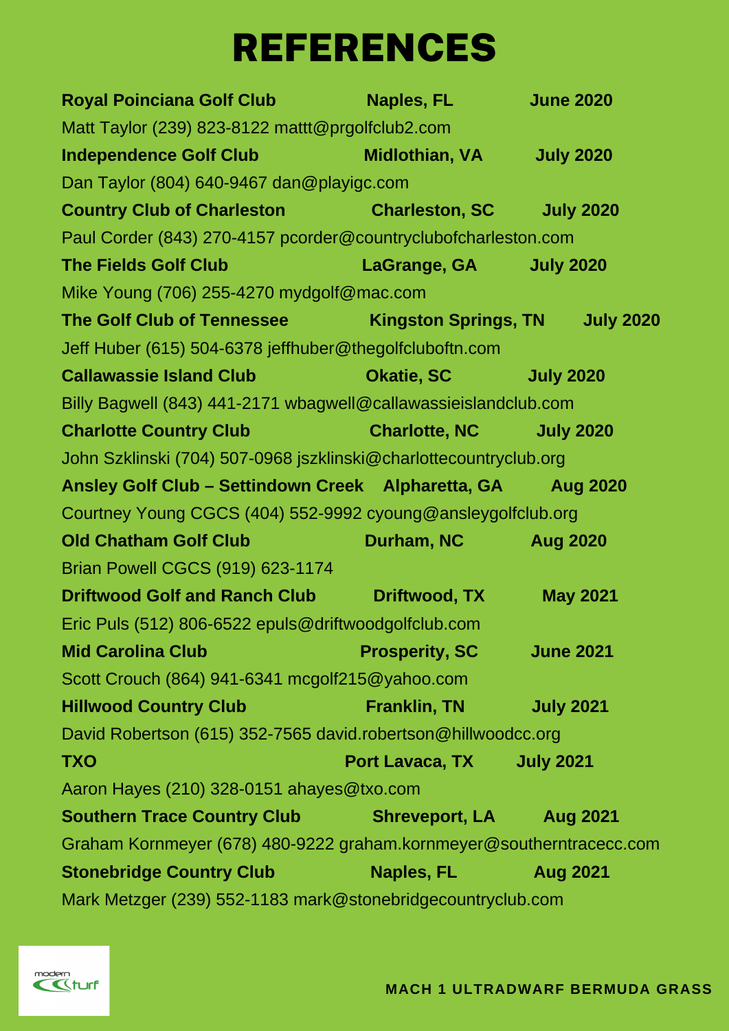# REFERENCES

**Royal Poinciana Golf Club** **Naples, FL** **June 2020**
Matt Taylor (239) 823-8122 mattt@prgolfclub2.com

**Independence Golf Club** **Midlothian, VA** **July 2020**
Dan Taylor (804) 640-9467 dan@playigc.com

**Country Club of Charleston** **Charleston, SC** **July 2020**
Paul Corder (843) 270-4157 pcorder@countryclubofcharleston.com

**The Fields Golf Club** **LaGrange, GA** **July 2020**
Mike Young (706) 255-4270 mydgolf@mac.com

**The Golf Club of Tennessee** **Kingston Springs, TN** **July 2020**
Jeff Huber (615) 504-6378 jeffhuber@thegolfcluboftn.com

**Callawassie Island Club** **Okatie, SC** **July 2020**
Billy Bagwell (843) 441-2171 wbagwell@callawassieislandclub.com

**Charlotte Country Club** **Charlotte, NC** **July 2020**
John Szklinski (704) 507-0968 jszklinski@charlottecountryclub.org

**Ansley Golf Club – Settindown Creek** **Alpharetta, GA** **Aug 2020**
Courtney Young CGCS (404) 552-9992 cyoung@ansleygolfclub.org

**Old Chatham Golf Club** **Durham, NC** **Aug 2020**
Brian Powell CGCS (919) 623-1174

**Driftwood Golf and Ranch Club** **Driftwood, TX** **May 2021**
Eric Puls (512) 806-6522 epuls@driftwoodgolfclub.com

**Mid Carolina Club** **Prosperity, SC** **June 2021**
Scott Crouch (864) 941-6341 mcgolf215@yahoo.com

**Hillwood Country Club** **Franklin, TN** **July 2021**
David Robertson (615) 352-7565 david.robertson@hillwoodcc.org

**TXO** **Port Lavaca, TX** **July 2021**
Aaron Hayes (210) 328-0151 ahayes@txo.com

**Southern Trace Country Club** **Shreveport, LA** **Aug 2021**
Graham Kornmeyer (678) 480-9222 graham.kornmeyer@southerntracecc.com

**Stonebridge Country Club** **Naples, FL** **Aug 2021**
Mark Metzger (239) 552-1183 mark@stonebridgecountryclub.com

modern turf

**MACH 1 ULTRADWARF BERMUDA GRASS**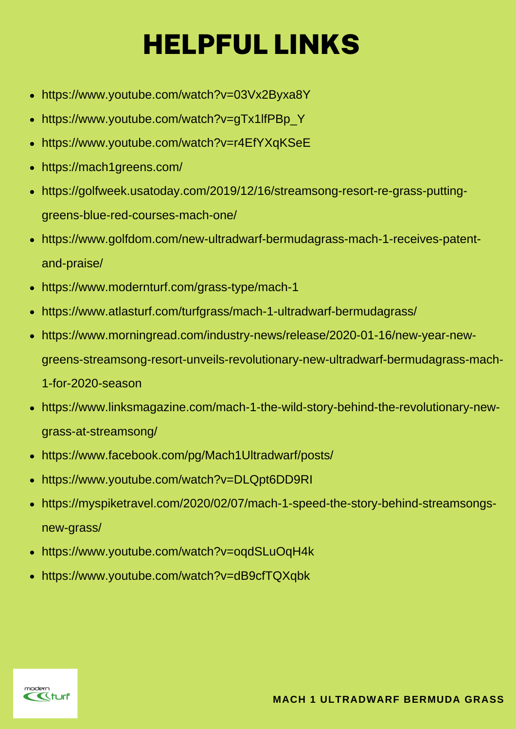# HELPFUL LINKS

- https://www.youtube.com/watch?v=03Vx2Byxa8Y
- https://www.youtube.com/watch?v=gTx1lfPBp_Y
- https://www.youtube.com/watch?v=r4EfYXqKSeE
- https://mach1greens.com/
- https://golfweek.usatoday.com/2019/12/16/streamsong-resort-re-grass-putting-greens-blue-red-courses-mach-one/
- https://www.golfdom.com/new-ultradwarf-bermudagrass-mach-1-receives-patent-and-praise/
- https://www.modernturf.com/grass-type/mach-1
- https://www.atlasturf.com/turfgrass/mach-1-ultradwarf-bermudagrass/
- https://www.morningread.com/industry-news/release/2020-01-16/new-year-new-greens-streamsong-resort-unveils-revolutionary-new-ultradwarf-bermudagrass-mach-1-for-2020-season
- https://www.linksmagazine.com/mach-1-the-wild-story-behind-the-revolutionary-new-grass-at-streamsong/
- https://www.facebook.com/pg/Mach1Ultradwarf/posts/
- https://www.youtube.com/watch?v=DLQpt6DD9RI
- https://myspiketravel.com/2020/02/07/mach-1-speed-the-story-behind-streamsongs-new-grass/
- https://www.youtube.com/watch?v=oqdSLuOqH4k
- https://www.youtube.com/watch?v=dB9cfTQXqbk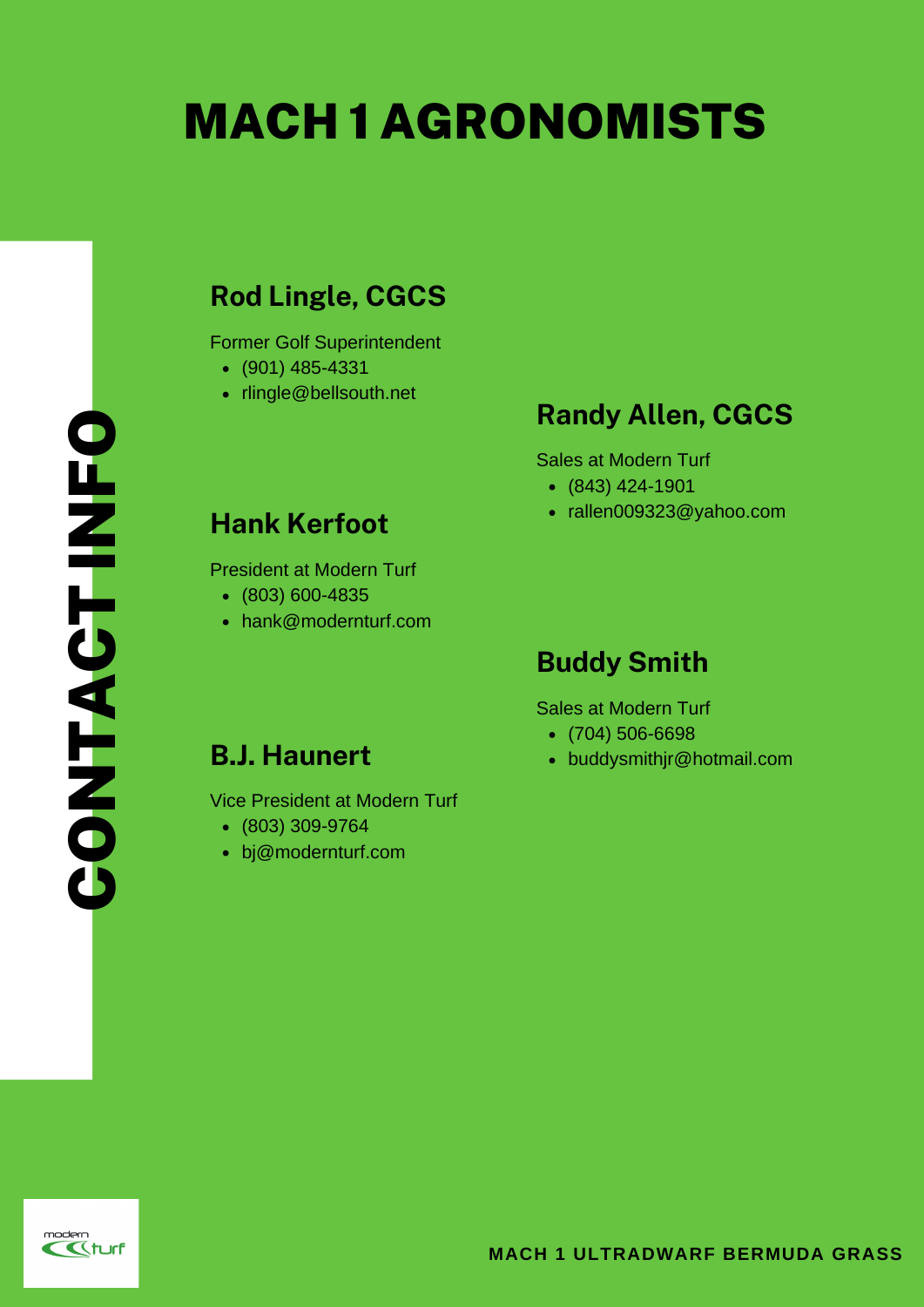# MACH 1 AGRONOMISTS

## CONTACT INFO

### Rod Lingle, CGCS

Former Golf Superintendent

- (901) 485-4331
- rlingle@bellsouth.net

### Hank Kerfoot

President at Modern Turf

- (803) 600-4835
- hank@modernturf.com

### B.J. Haunert

Vice President at Modern Turf

- (803) 309-9764
- bj@modernturf.com

### Randy Allen, CGCS

Sales at Modern Turf

- (843) 424-1901
- rallen009323@yahoo.com

### Buddy Smith

Sales at Modern Turf

- (704) 506-6698
- buddysmithjr@hotmail.com

modern turf

**MACH 1 ULTRADWARF BERMUDA GRASS**